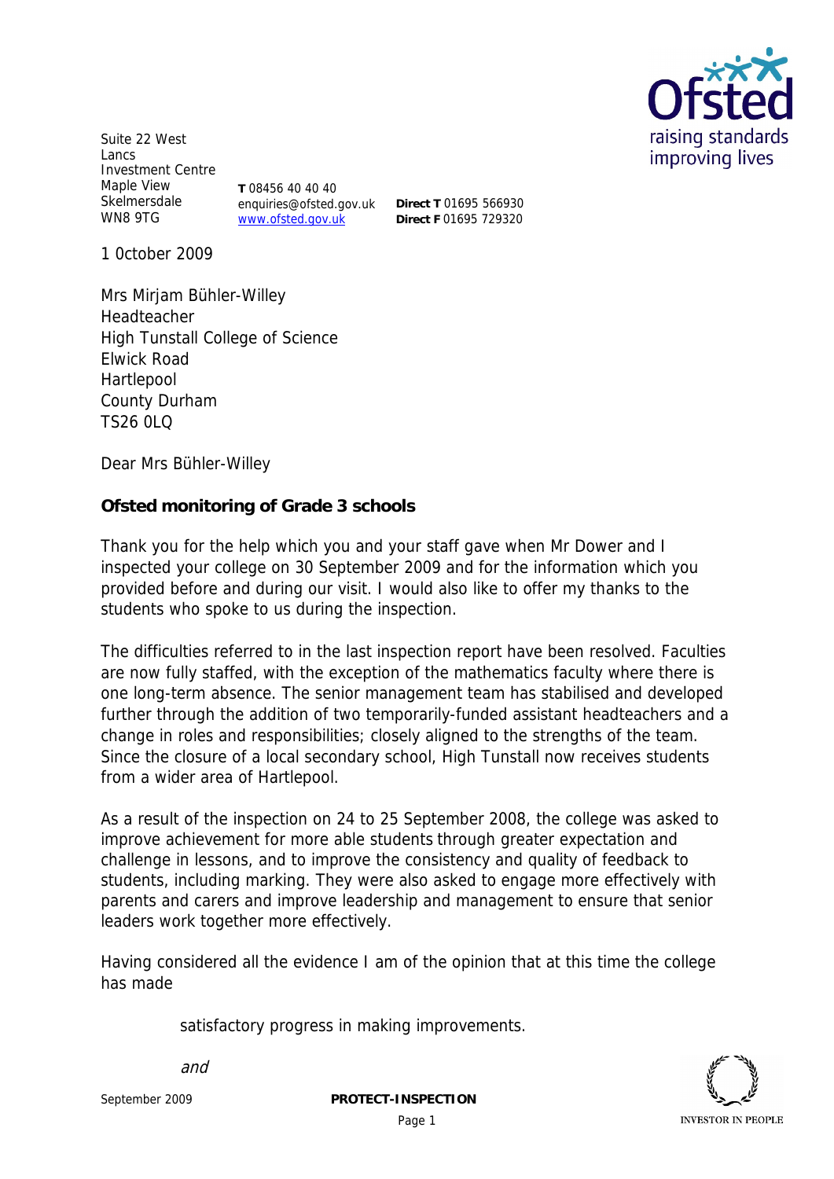Suite 22 West Lancs Investment Centre
Maple View
Skelmersdale
WN8 9TG

**T** 08456 40 40 40
enquiries@ofsted.gov.uk
www.ofsted.gov.uk

**Direct T** 01695 566930
**Direct F** 01695 729320

1 October 2009

Mrs Mirjam Bühler-Willey
Headteacher
High Tunstall College of Science
Elwick Road
Hartlepool
County Durham
TS26 0LQ

Dear Mrs Bühler-Willey

**Ofsted monitoring of Grade 3 schools**

Thank you for the help which you and your staff gave when Mr Dower and I inspected your college on 30 September 2009 and for the information which you provided before and during our visit. I would also like to offer my thanks to the students who spoke to us during the inspection.

The difficulties referred to in the last inspection report have been resolved. Faculties are now fully staffed, with the exception of the mathematics faculty where there is one long-term absence. The senior management team has stabilised and developed further through the addition of two temporarily-funded assistant headteachers and a change in roles and responsibilities; closely aligned to the strengths of the team. Since the closure of a local secondary school, High Tunstall now receives students from a wider area of Hartlepool.

As a result of the inspection on 24 to 25 September 2008, the college was asked to improve achievement for more able students through greater expectation and challenge in lessons, and to improve the consistency and quality of feedback to students, including marking. They were also asked to engage more effectively with parents and carers and improve leadership and management to ensure that senior leaders work together more effectively.

Having considered all the evidence I am of the opinion that at this time the college has made

satisfactory progress in making improvements.

*and*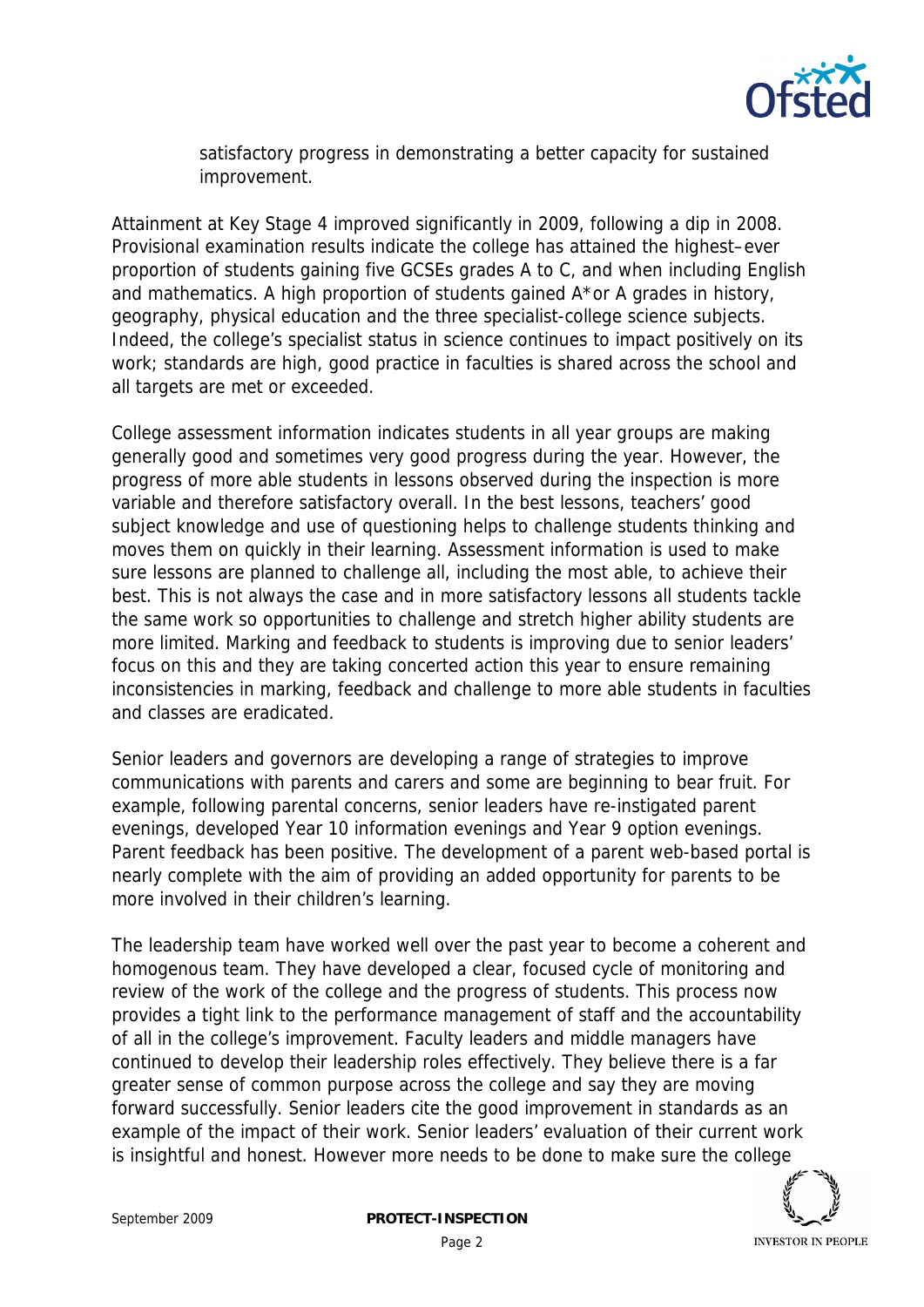satisfactory progress in demonstrating a better capacity for sustained improvement.

Attainment at Key Stage 4 improved significantly in 2009, following a dip in 2008. Provisional examination results indicate the college has attained the highest–ever proportion of students gaining five GCSEs grades A to C, and when including English and mathematics. A high proportion of students gained A*or A grades in history, geography, physical education and the three specialist-college science subjects. Indeed, the college's specialist status in science continues to impact positively on its work; standards are high, good practice in faculties is shared across the school and all targets are met or exceeded.

College assessment information indicates students in all year groups are making generally good and sometimes very good progress during the year. However, the progress of more able students in lessons observed during the inspection is more variable and therefore satisfactory overall. In the best lessons, teachers' good subject knowledge and use of questioning helps to challenge students thinking and moves them on quickly in their learning. Assessment information is used to make sure lessons are planned to challenge all, including the most able, to achieve their best. This is not always the case and in more satisfactory lessons all students tackle the same work so opportunities to challenge and stretch higher ability students are more limited. Marking and feedback to students is improving due to senior leaders' focus on this and they are taking concerted action this year to ensure remaining inconsistencies in marking, feedback and challenge to more able students in faculties and classes are eradicated.

Senior leaders and governors are developing a range of strategies to improve communications with parents and carers and some are beginning to bear fruit. For example, following parental concerns, senior leaders have re-instigated parent evenings, developed Year 10 information evenings and Year 9 option evenings. Parent feedback has been positive. The development of a parent web-based portal is nearly complete with the aim of providing an added opportunity for parents to be more involved in their children's learning.

The leadership team have worked well over the past year to become a coherent and homogenous team. They have developed a clear, focused cycle of monitoring and review of the work of the college and the progress of students. This process now provides a tight link to the performance management of staff and the accountability of all in the college's improvement. Faculty leaders and middle managers have continued to develop their leadership roles effectively. They believe there is a far greater sense of common purpose across the college and say they are moving forward successfully. Senior leaders cite the good improvement in standards as an example of the impact of their work. Senior leaders' evaluation of their current work is insightful and honest. However more needs to be done to make sure the college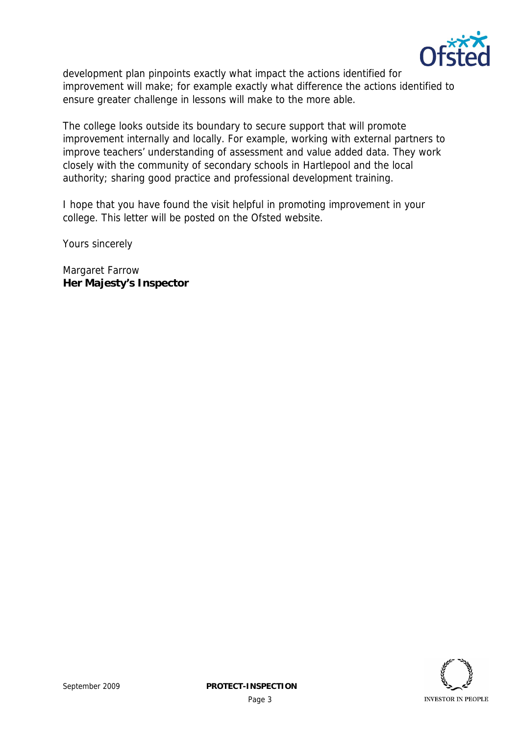development plan pinpoints exactly what impact the actions identified for improvement will make; for example exactly what difference the actions identified to ensure greater challenge in lessons will make to the more able.

The college looks outside its boundary to secure support that will promote improvement internally and locally. For example, working with external partners to improve teachers' understanding of assessment and value added data. They work closely with the community of secondary schools in Hartlepool and the local authority; sharing good practice and professional development training.

I hope that you have found the visit helpful in promoting improvement in your college. This letter will be posted on the Ofsted website.

Yours sincerely

Margaret Farrow
**Her Majesty's Inspector**